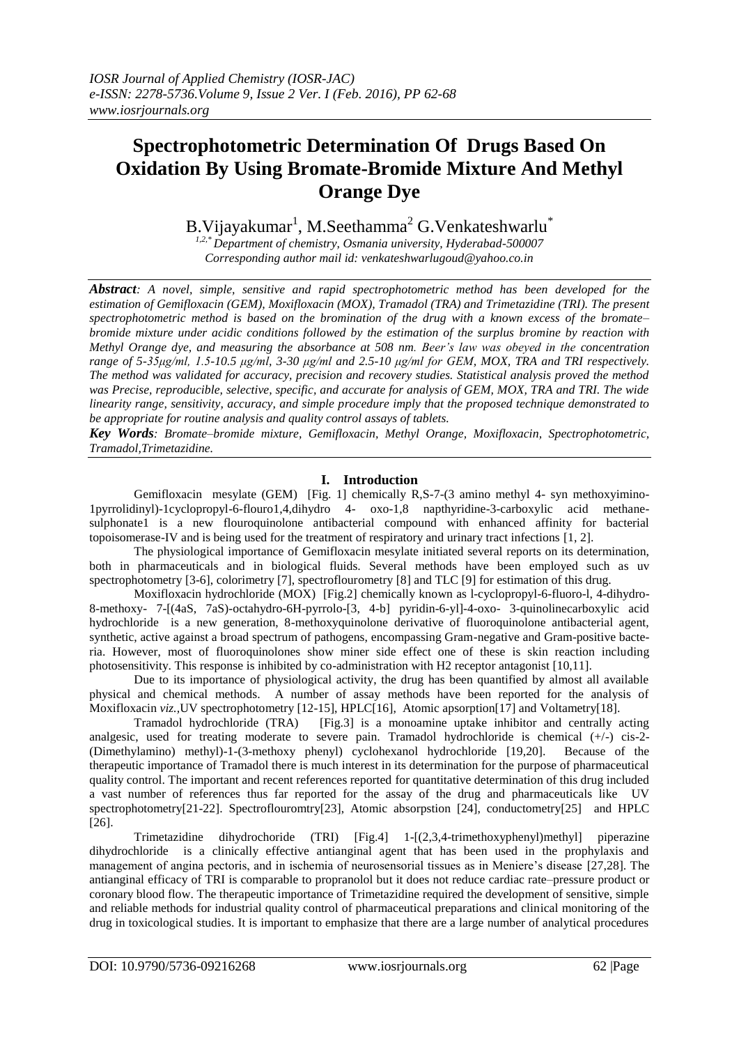# Spectrophotometric Determination Of Drugs Based On Oxidation By Using Bromate-Bromide Mixture And Methyl Orange Dye

B.Vijayakumar[1], M.Seethamma[2] G.Venkateshwarlu[*]

[1,2,*] Department of chemistry, Osmania university, Hyderabad-500007

Corresponding author mail id: venkateshwarlugoud@yahoo.co.in

***Abstract**: A novel, simple, sensitive and rapid spectrophotometric method has been developed for the estimation of Gemifloxacin (GEM), Moxifloxacin (MOX), Tramadol (TRA) and Trimetazidine (TRI). The present spectrophotometric method is based on the bromination of the drug with a known excess of the bromate–bromide mixture under acidic conditions followed by the estimation of the surplus bromine by reaction with Methyl Orange dye, and measuring the absorbance at 508 nm. Beer's law was obeyed in the concentration range of 5-35μg/ml, 1.5-10.5 μg/ml, 3-30 μg/ml and 2.5-10 μg/ml for GEM, MOX, TRA and TRI respectively. The method was validated for accuracy, precision and recovery studies. Statistical analysis proved the method was Precise, reproducible, selective, specific, and accurate for analysis of GEM, MOX, TRA and TRI. The wide linearity range, sensitivity, accuracy, and simple procedure imply that the proposed technique demonstrated to be appropriate for routine analysis and quality control assays of tablets.*

***Key Words**: Bromate–bromide mixture, Gemifloxacin, Methyl Orange, Moxifloxacin, Spectrophotometric, Tramadol,Trimetazidine.*

## I. Introduction

Gemifloxacin mesylate (GEM) [Fig. 1] chemically R,S-7-(3 amino methyl 4- syn methoxyimino-1pyrrolidinyl)-1cyclopropyl-6-flouro1,4,dihydro 4- oxo-1,8 napthyridine-3-carboxylic acid methane-sulphonate1 is a new flouroquinolone antibacterial compound with enhanced affinity for bacterial topoisomerase-IV and is being used for the treatment of respiratory and urinary tract infections [1, 2].

The physiological importance of Gemifloxacin mesylate initiated several reports on its determination, both in pharmaceuticals and in biological fluids. Several methods have been employed such as uv spectrophotometry [3-6], colorimetry [7], spectroflourometry [8] and TLC [9] for estimation of this drug.

Moxifloxacin hydrochloride (MOX) [Fig.2] chemically known as l-cyclopropyl-6-fluoro-l, 4-dihydro-8-methoxy- 7-[(4aS, 7aS)-octahydro-6H-pyrrolo-[3, 4-b] pyridin-6-yl]-4-oxo- 3-quinolinecarboxylic acid hydrochloride is a new generation, 8-methoxyquinolone derivative of fluoroquinolone antibacterial agent, synthetic, active against a broad spectrum of pathogens, encompassing Gram-negative and Gram-positive bacteria. However, most of fluoroquinolones show miner side effect one of these is skin reaction including photosensitivity. This response is inhibited by co-administration with H2 receptor antagonist [10,11].

Due to its importance of physiological activity, the drug has been quantified by almost all available physical and chemical methods. A number of assay methods have been reported for the analysis of Moxifloxacin *viz.*,UV spectrophotometry [12-15], HPLC[16], Atomic apsorption[17] and Voltametry[18].

Tramadol hydrochloride (TRA) [Fig.3] is a monoamine uptake inhibitor and centrally acting analgesic, used for treating moderate to severe pain. Tramadol hydrochloride is chemical (+/-) cis-2-(Dimethylamino) methyl)-1-(3-methoxy phenyl) cyclohexanol hydrochloride [19,20]. Because of the therapeutic importance of Tramadol there is much interest in its determination for the purpose of pharmaceutical quality control. The important and recent references reported for quantitative determination of this drug included a vast number of references thus far reported for the assay of the drug and pharmaceuticals like UV spectrophotometry[21-22]. Spectroflouromtry[23], Atomic absorpstion [24], conductometry[25] and HPLC [26].

Trimetazidine dihydrochoride (TRI) [Fig.4] 1-[(2,3,4-trimethoxyphenyl)methyl] piperazine dihydrochloride is a clinically effective antianginal agent that has been used in the prophylaxis and management of angina pectoris, and in ischemia of neurosensorial tissues as in Meniere's disease [27,28]. The antianginal efficacy of TRI is comparable to propranolol but it does not reduce cardiac rate–pressure product or coronary blood flow. The therapeutic importance of Trimetazidine required the development of sensitive, simple and reliable methods for industrial quality control of pharmaceutical preparations and clinical monitoring of the drug in toxicological studies. It is important to emphasize that there are a large number of analytical procedures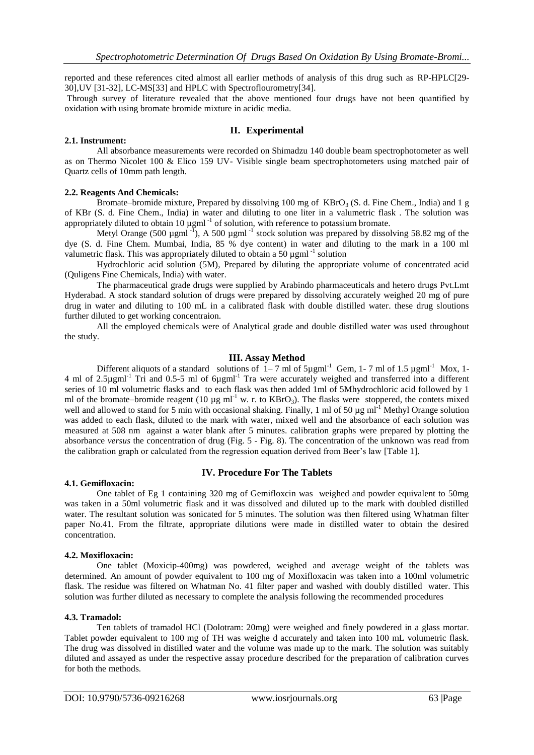reported and these references cited almost all earlier methods of analysis of this drug such as RP-HPLC[29-30],UV [31-32], LC-MS[33] and HPLC with Spectroflourometry[34].

Through survey of literature revealed that the above mentioned four drugs have not been quantified by oxidation with using bromate bromide mixture in acidic media.

## II. Experimental

### 2.1. Instrument:

All absorbance measurements were recorded on Shimadzu 140 double beam spectrophotometer as well as on Thermo Nicolet 100 & Elico 159 UV- Visible single beam spectrophotometers using matched pair of Quartz cells of 10mm path length.

### 2.2. Reagents And Chemicals:

Bromate–bromide mixture, Prepared by dissolving 100 mg of $KBrO_3$ (S. d. Fine Chem., India) and 1 g of KBr (S. d. Fine Chem., India) in water and diluting to one liter in a valumetric flask . The solution was appropriately diluted to obtain 10 $\mu gml^{-1}$ of solution, with reference to potassium bromate.

Metyl Orange (500 $\mu gml^{-1}$), A 500 $\mu gml^{-1}$ stock solution was prepared by dissolving 58.82 mg of the dye (S. d. Fine Chem. Mumbai, India, 85 % dye content) in water and diluting to the mark in a 100 ml valumetric flask. This was appropriately diluted to obtain a 50 $\mu gml^{-1}$ solution

Hydrochloric acid solution (5M), Prepared by diluting the appropriate volume of concentrated acid (Quligens Fine Chemicals, India) with water.

The pharmaceutical grade drugs were supplied by Arabindo pharmaceuticals and hetero drugs Pvt.Lmt Hyderabad. A stock standard solution of drugs were prepared by dissolving accurately weighed 20 mg of pure drug in water and diluting to 100 mL in a calibrated flask with double distilled water. these drug sloutions further diluted to get working concentraion.

All the employed chemicals were of Analytical grade and double distilled water was used throughout the study.

## III. Assay Method

Different aliquots of a standard solutions of 1– 7 ml of 5$\mu gml^{-1}$ Gem, 1- 7 ml of 1.5 $\mu gml^{-1}$ Mox, 1-4 ml of 2.5$\mu gml^{-1}$ Tri and 0.5-5 ml of 6$\mu gml^{-1}$ Tra were accurately weighed and transferred into a different series of 10 ml volumetric flasks and to each flask was then added 1ml of 5Mhydrochloric acid followed by 1 ml of the bromate–bromide reagent (10 $\mu g\ ml^{-1}$ w. r. to $KBrO_3$). The flasks were stoppered, the contets mixed well and allowed to stand for 5 min with occasional shaking. Finally, 1 ml of 50 $\mu g\ ml^{-1}$ Methyl Orange solution was added to each flask, diluted to the mark with water, mixed well and the absorbance of each solution was measured at 508 nm against a water blank after 5 minutes. calibration graphs were prepared by plotting the absorbance *versus* the concentration of drug (Fig. 5 - Fig. 8). The concentration of the unknown was read from the calibration graph or calculated from the regression equation derived from Beer's law [Table 1].

## IV. Procedure For The Tablets

### 4.1. Gemifloxacin:

One tablet of Eg 1 containing 320 mg of Gemifloxcin was weighed and powder equivalent to 50mg was taken in a 50ml volumetric flask and it was dissolved and diluted up to the mark with doubled distilled water. The resultant solution was sonicated for 5 minutes. The solution was then filtered using Whatman filter paper No.41. From the filtrate, appropriate dilutions were made in distilled water to obtain the desired concentration.

### 4.2. Moxifloxacin:

One tablet (Moxicip-400mg) was powdered, weighed and average weight of the tablets was determined. An amount of powder equivalent to 100 mg of Moxifloxacin was taken into a 100ml volumetric flask. The residue was filtered on Whatman No. 41 filter paper and washed with doubly distilled water. This solution was further diluted as necessary to complete the analysis following the recommended procedures

### 4.3. Tramadol:

Ten tablets of tramadol HCl (Dolotram: 20mg) were weighed and finely powdered in a glass mortar. Tablet powder equivalent to 100 mg of TH was weighe d accurately and taken into 100 mL volumetric flask. The drug was dissolved in distilled water and the volume was made up to the mark. The solution was suitably diluted and assayed as under the respective assay procedure described for the preparation of calibration curves for both the methods.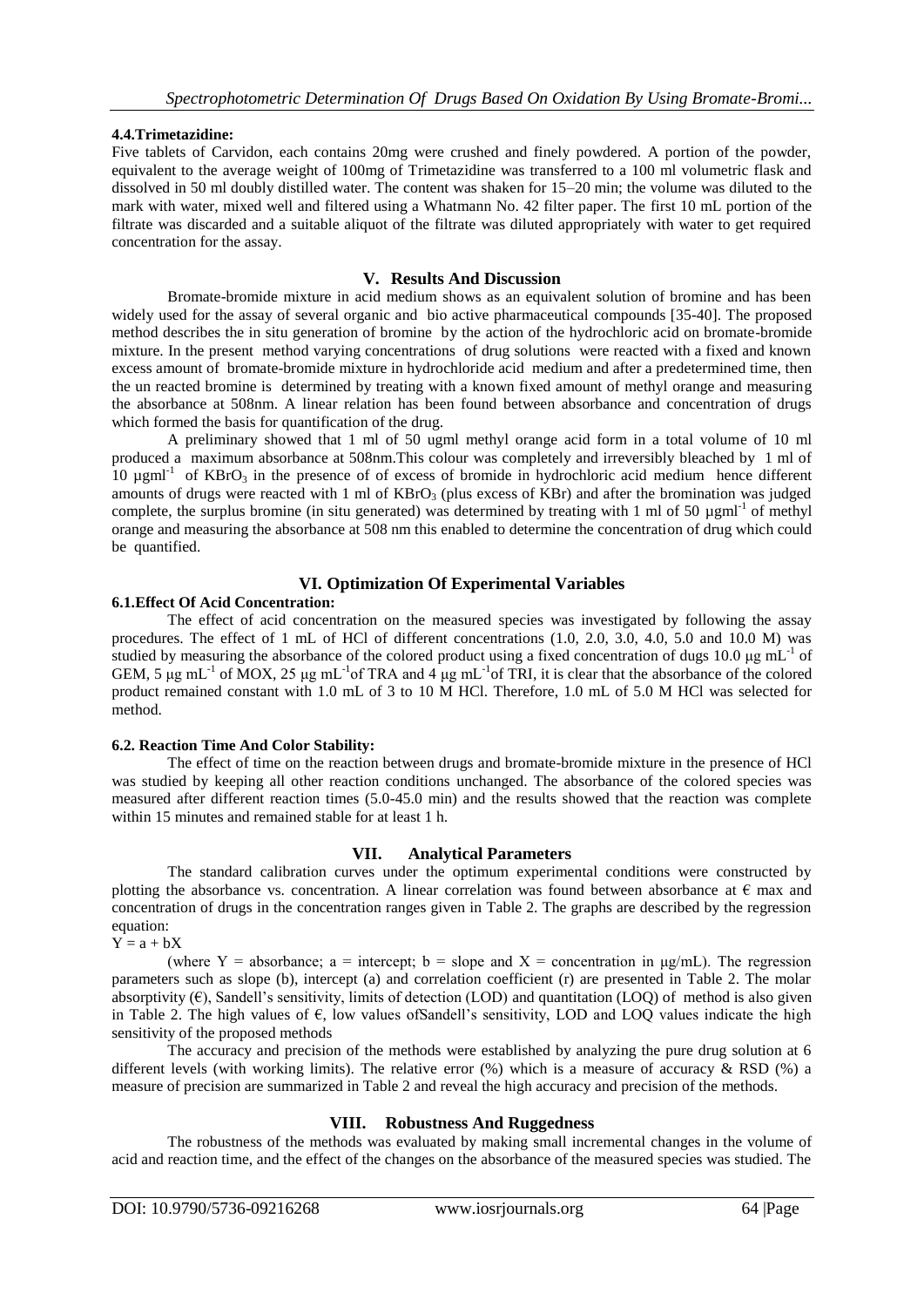#### 4.4.Trimetazidine:

Five tablets of Carvidon, each contains 20mg were crushed and finely powdered. A portion of the powder, equivalent to the average weight of 100mg of Trimetazidine was transferred to a 100 ml volumetric flask and dissolved in 50 ml doubly distilled water. The content was shaken for 15–20 min; the volume was diluted to the mark with water, mixed well and filtered using a Whatmann No. 42 filter paper. The first 10 mL portion of the filtrate was discarded and a suitable aliquot of the filtrate was diluted appropriately with water to get required concentration for the assay.

## V. Results And Discussion

Bromate-bromide mixture in acid medium shows as an equivalent solution of bromine and has been widely used for the assay of several organic and bio active pharmaceutical compounds [35-40]. The proposed method describes the in situ generation of bromine by the action of the hydrochloric acid on bromate-bromide mixture. In the present method varying concentrations of drug solutions were reacted with a fixed and known excess amount of bromate-bromide mixture in hydrochloride acid medium and after a predetermined time, then the un reacted bromine is determined by treating with a known fixed amount of methyl orange and measuring the absorbance at 508nm. A linear relation has been found between absorbance and concentration of drugs which formed the basis for quantification of the drug.

A preliminary showed that 1 ml of 50 ugml methyl orange acid form in a total volume of 10 ml produced a maximum absorbance at 508nm.This colour was completely and irreversibly bleached by 1 ml of 10 $\mu gml^{-1}$ of $KBrO_3$ in the presence of of excess of bromide in hydrochloric acid medium hence different amounts of drugs were reacted with 1 ml of $KBrO_3$ (plus excess of KBr) and after the bromination was judged complete, the surplus bromine (in situ generated) was determined by treating with 1 ml of 50 $\mu gml^{-1}$ of methyl orange and measuring the absorbance at 508 nm this enabled to determine the concentration of drug which could be quantified.

## VI. Optimization Of Experimental Variables

### 6.1.Effect Of Acid Concentration:

The effect of acid concentration on the measured species was investigated by following the assay procedures. The effect of 1 mL of HCl of different concentrations (1.0, 2.0, 3.0, 4.0, 5.0 and 10.0 M) was studied by measuring the absorbance of the colored product using a fixed concentration of dugs 10.0 μg $mL^{-1}$ of GEM, 5 μg $mL^{-1}$ of MOX, 25 μg $mL^{-1}$of TRA and 4 μg $mL^{-1}$of TRI, it is clear that the absorbance of the colored product remained constant with 1.0 mL of 3 to 10 M HCl. Therefore, 1.0 mL of 5.0 M HCl was selected for method.

### 6.2. Reaction Time And Color Stability:

The effect of time on the reaction between drugs and bromate-bromide mixture in the presence of HCl was studied by keeping all other reaction conditions unchanged. The absorbance of the colored species was measured after different reaction times (5.0-45.0 min) and the results showed that the reaction was complete within 15 minutes and remained stable for at least 1 h.

## VII. Analytical Parameters

The standard calibration curves under the optimum experimental conditions were constructed by plotting the absorbance vs. concentration. A linear correlation was found between absorbance at € max and concentration of drugs in the concentration ranges given in Table 2. The graphs are described by the regression equation:

$$Y = a + bX$$

(where Y = absorbance; a = intercept; b = slope and X = concentration in μg/mL). The regression parameters such as slope (b), intercept (a) and correlation coefficient (r) are presented in Table 2. The molar absorptivity (€), Sandell's sensitivity, limits of detection (LOD) and quantitation (LOQ) of method is also given in Table 2. The high values of €, low values ofSandell's sensitivity, LOD and LOQ values indicate the high sensitivity of the proposed methods

The accuracy and precision of the methods were established by analyzing the pure drug solution at 6 different levels (with working limits). The relative error (%) which is a measure of accuracy & RSD (%) a measure of precision are summarized in Table 2 and reveal the high accuracy and precision of the methods.

## VIII. Robustness And Ruggedness

The robustness of the methods was evaluated by making small incremental changes in the volume of acid and reaction time, and the effect of the changes on the absorbance of the measured species was studied. The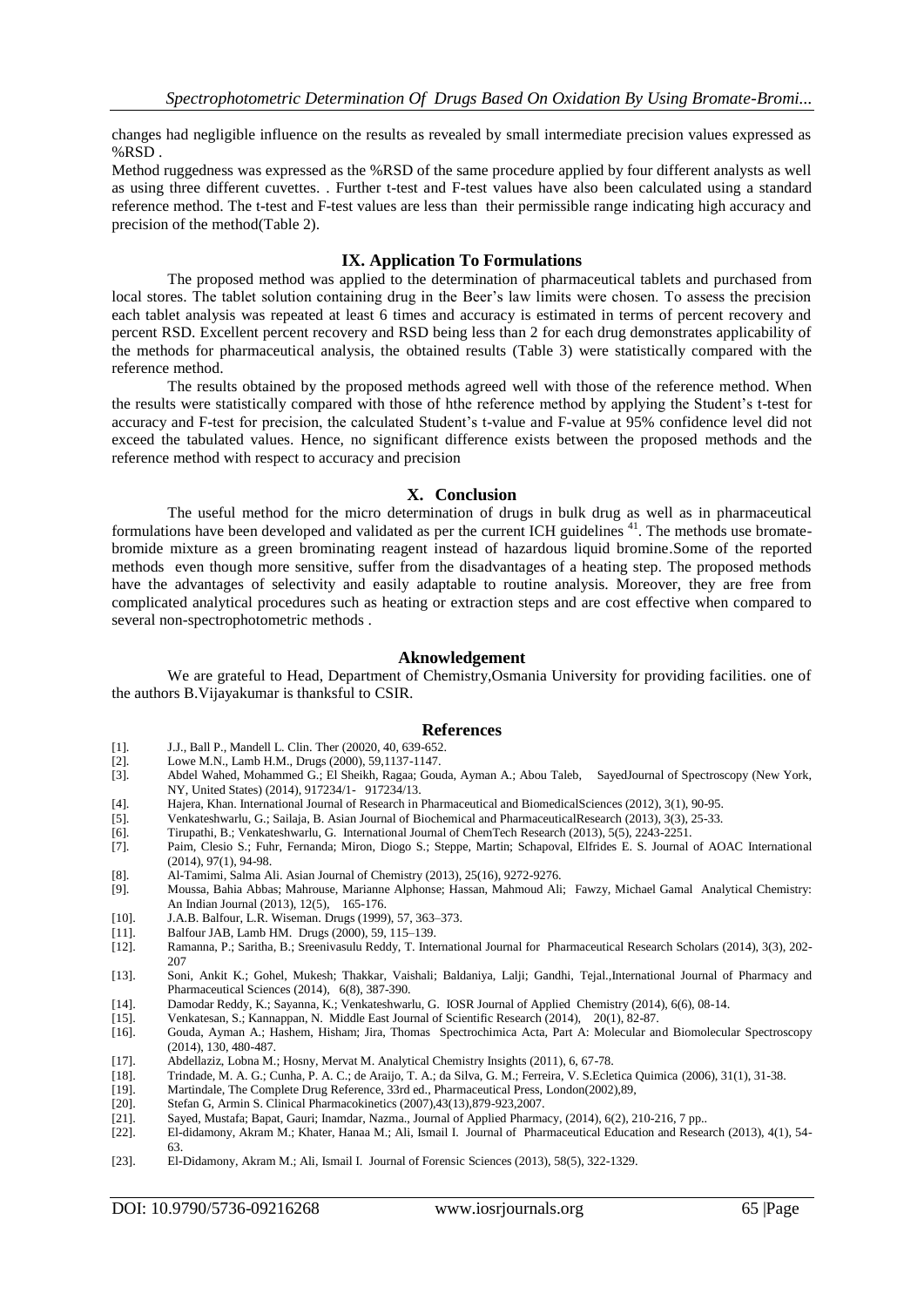changes had negligible influence on the results as revealed by small intermediate precision values expressed as %RSD .

Method ruggedness was expressed as the %RSD of the same procedure applied by four different analysts as well as using three different cuvettes. . Further t-test and F-test values have also been calculated using a standard reference method. The t-test and F-test values are less than their permissible range indicating high accuracy and precision of the method(Table 2).

## IX. Application To Formulations

The proposed method was applied to the determination of pharmaceutical tablets and purchased from local stores. The tablet solution containing drug in the Beer's law limits were chosen. To assess the precision each tablet analysis was repeated at least 6 times and accuracy is estimated in terms of percent recovery and percent RSD. Excellent percent recovery and RSD being less than 2 for each drug demonstrates applicability of the methods for pharmaceutical analysis, the obtained results (Table 3) were statistically compared with the reference method.

The results obtained by the proposed methods agreed well with those of the reference method. When the results were statistically compared with those of hthe reference method by applying the Student's t-test for accuracy and F-test for precision, the calculated Student's t-value and F-value at 95% confidence level did not exceed the tabulated values. Hence, no significant difference exists between the proposed methods and the reference method with respect to accuracy and precision

## X. Conclusion

The useful method for the micro determination of drugs in bulk drug as well as in pharmaceutical formulations have been developed and validated as per the current ICH guidelines [41]. The methods use bromate-bromide mixture as a green brominating reagent instead of hazardous liquid bromine.Some of the reported methods even though more sensitive, suffer from the disadvantages of a heating step. The proposed methods have the advantages of selectivity and easily adaptable to routine analysis. Moreover, they are free from complicated analytical procedures such as heating or extraction steps and are cost effective when compared to several non-spectrophotometric methods .

## Aknowledgement

We are grateful to Head, Department of Chemistry,Osmania University for providing facilities. one of the authors B.Vijayakumar is thanksful to CSIR.

## References

[1]. J.J., Ball P., Mandell L. Clin. Ther (20020, 40, 639-652.

[2]. Lowe M.N., Lamb H.M., Drugs (2000), 59,1137-1147.

[3]. Abdel Wahed, Mohammed G.; El Sheikh, Ragaa; Gouda, Ayman A.; Abou Taleb, SayedJournal of Spectroscopy (New York, NY, United States) (2014), 917234/1- 917234/13.

[4]. Hajera, Khan. International Journal of Research in Pharmaceutical and BiomedicalSciences (2012), 3(1), 90-95.

[5]. Venkateshwarlu, G.; Sailaja, B. Asian Journal of Biochemical and PharmaceuticalResearch (2013), 3(3), 25-33.

[6]. Tirupathi, B.; Venkateshwarlu, G. International Journal of ChemTech Research (2013), 5(5), 2243-2251.

[7]. Paim, Clesio S.; Fuhr, Fernanda; Miron, Diogo S.; Steppe, Martin; Schapoval, Elfrides E. S. Journal of AOAC International (2014), 97(1), 94-98.

[8]. Al-Tamimi, Salma Ali. Asian Journal of Chemistry (2013), 25(16), 9272-9276.

[9]. Moussa, Bahia Abbas; Mahrouse, Marianne Alphonse; Hassan, Mahmoud Ali; Fawzy, Michael Gamal Analytical Chemistry: An Indian Journal (2013), 12(5), 165-176.

[10]. J.A.B. Balfour, L.R. Wiseman. Drugs (1999), 57, 363–373.

[11]. Balfour JAB, Lamb HM. Drugs (2000), 59, 115–139.

[12]. Ramanna, P.; Saritha, B.; Sreenivasulu Reddy, T. International Journal for Pharmaceutical Research Scholars (2014), 3(3), 202-207

[13]. Soni, Ankit K.; Gohel, Mukesh; Thakkar, Vaishali; Baldaniya, Lalji; Gandhi, Tejal.,International Journal of Pharmacy and Pharmaceutical Sciences (2014), 6(8), 387-390.

[14]. Damodar Reddy, K.; Sayanna, K.; Venkateshwarlu, G. IOSR Journal of Applied Chemistry (2014), 6(6), 08-14.

[15]. Venkatesan, S.; Kannappan, N. Middle East Journal of Scientific Research (2014), 20(1), 82-87.

[16]. Gouda, Ayman A.; Hashem, Hisham; Jira, Thomas Spectrochimica Acta, Part A: Molecular and Biomolecular Spectroscopy (2014), 130, 480-487.

[17]. Abdellaziz, Lobna M.; Hosny, Mervat M. Analytical Chemistry Insights (2011), 6, 67-78.

[18]. Trindade, M. A. G.; Cunha, P. A. C.; de Araijo, T. A.; da Silva, G. M.; Ferreira, V. S.Ecletica Quimica (2006), 31(1), 31-38.

[19]. Martindale, The Complete Drug Reference, 33rd ed., Pharmaceutical Press, London(2002),89,

[20]. Stefan G, Armin S. Clinical Pharmacokinetics (2007),43(13),879-923,2007.

[21]. Sayed, Mustafa; Bapat, Gauri; Inamdar, Nazma., Journal of Applied Pharmacy, (2014), 6(2), 210-216, 7 pp..

[22]. El-didamony, Akram M.; Khater, Hanaa M.; Ali, Ismail I. Journal of Pharmaceutical Education and Research (2013), 4(1), 54-63.

[23]. El-Didamony, Akram M.; Ali, Ismail I. Journal of Forensic Sciences (2013), 58(5), 322-1329.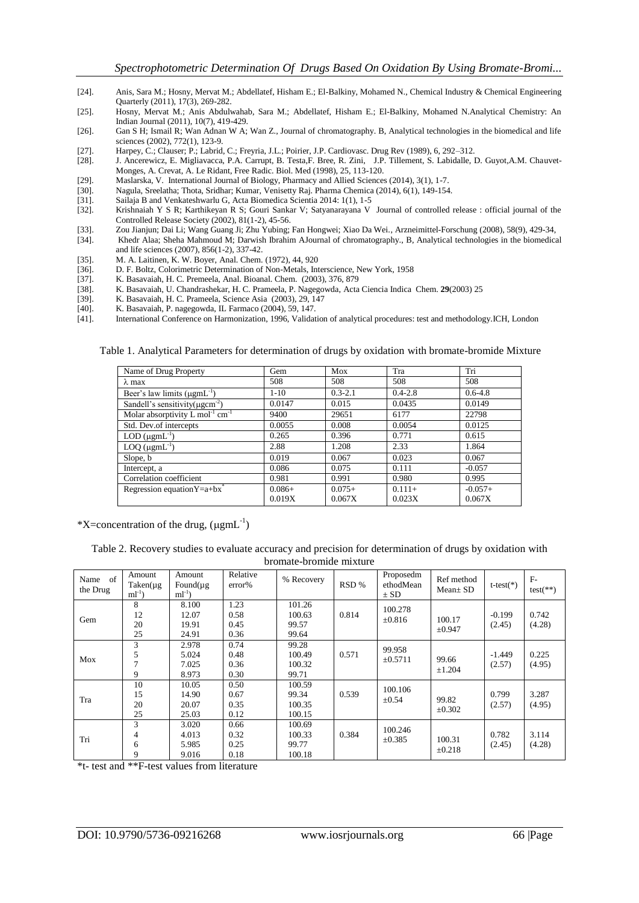[24]. Anis, Sara M.; Hosny, Mervat M.; Abdellatef, Hisham E.; El-Balkiny, Mohamed N., Chemical Industry & Chemical Engineering Quarterly (2011), 17(3), 269-282.

[25]. Hosny, Mervat M.; Anis Abdulwahab, Sara M.; Abdellatef, Hisham E.; El-Balkiny, Mohamed N.Analytical Chemistry: An Indian Journal (2011), 10(7), 419-429.

[26]. Gan S H; Ismail R; Wan Adnan W A; Wan Z., Journal of chromatography. B, Analytical technologies in the biomedical and life sciences (2002), 772(1), 123-9.

[27]. Harpey, C.; Clauser; P.; Labrid, C.; Freyria, J.L.; Poirier, J.P. Cardiovasc. Drug Rev (1989), 6, 292–312.

[28]. J. Ancerewicz, E. Migliavacca, P.A. Carrupt, B. Testa,F. Bree, R. Zini, J.P. Tillement, S. Labidalle, D. Guyot,A.M. Chauvet-Monges, A. Crevat, A. Le Ridant, Free Radic. Biol. Med (1998), 25, 113-120.

[29]. Maslarska, V. International Journal of Biology, Pharmacy and Allied Sciences (2014), 3(1), 1-7.

[30]. Nagula, Sreelatha; Thota, Sridhar; Kumar, Venisetty Raj. Pharma Chemica (2014), 6(1), 149-154.

[31]. Sailaja B and Venkateshwarlu G, Acta Biomedica Scientia 2014: 1(1), 1-5

[32]. Krishnaiah Y S R; Karthikeyan R S; Gouri Sankar V; Satyanarayana V Journal of controlled release : official journal of the Controlled Release Society (2002), 81(1-2), 45-56.

[33]. Zou Jianjun; Dai Li; Wang Guang Ji; Zhu Yubing; Fan Hongwei; Xiao Da Wei., Arzneimittel-Forschung (2008), 58(9), 429-34,

[34]. Khedr Alaa; Sheha Mahmoud M; Darwish Ibrahim AJournal of chromatography., B, Analytical technologies in the biomedical and life sciences (2007), 856(1-2), 337-42.

[35]. M. A. Laitinen, K. W. Boyer, Anal. Chem. (1972), 44, 920

[36]. D. F. Boltz, Colorimetric Determination of Non-Metals, Interscience, New York, 1958

[37]. K. Basavaiah, H. C. Premeela, Anal. Bioanal. Chem. (2003), 376, 879

[38]. K. Basavaiah, U. Chandrashekar, H. C. Prameela, P. Nagegowda, Acta Ciencia Indica Chem. **29**(2003) 25

[39]. K. Basavaiah, H. C. Prameela, Science Asia (2003), 29, 147

[40]. K. Basavaiah, P. nagegowda, IL Farmaco (2004), 59, 147.

[41]. International Conference on Harmonization, 1996, Validation of analytical procedures: test and methodology.ICH, London

Table 1. Analytical Parameters for determination of drugs by oxidation with bromate-bromide Mixture

| Name of Drug Property | Gem | Mox | Tra | Tri |
|---|---|---|---|---|
| λ max | 508 | 508 | 508 | 508 |
| Beer's law limits ($\mu g mL^{-1}$) | 1-10 | 0.3-2.1 | 0.4-2.8 | 0.6-4.8 |
| Sandell's sensitivity($\mu g cm^{-2}$) | 0.0147 | 0.015 | 0.0435 | 0.0149 |
| Molar absorptivity L $mol^{-1}$ $cm^{-1}$ | 9400 | 29651 | 6177 | 22798 |
| Std. Dev.of intercepts | 0.0055 | 0.008 | 0.0054 | 0.0125 |
| LOD ($\mu g mL^{-1}$) | 0.265 | 0.396 | 0.771 | 0.615 |
| LOQ ($\mu g mL^{-1}$) | 2.88 | 1.208 | 2.33 | 1.864 |
| Slope, b | 0.019 | 0.067 | 0.023 | 0.067 |
| Intercept, a | 0.086 | 0.075 | 0.111 | -0.057 |
| Correlation coefficient | 0.981 | 0.991 | 0.980 | 0.995 |
| Regression equationY=a+bx* | 0.086+ 0.019X | 0.075+ 0.067X | 0.111+ 0.023X | -0.057+ 0.067X |

*X=concentration of the drug, ($\mu g mL^{-1}$)

Table 2. Recovery studies to evaluate accuracy and precision for determination of drugs by oxidation with bromate-bromide mixture

| Name of the Drug | Amount Taken($\mu g$ $ml^{-1}$) | Amount Found($\mu g$ $ml^{-1}$) | Relative error% | % Recovery | RSD % | Proposedm ethodMean ± SD | Ref method Mean± SD | t-test(*) | F-test(**) |
|---|---|---|---|---|---|---|---|---|---|
| Gem | 8 | 8.100 | 1.23 | 101.26 | 0.814 | 100.278 ±0.816 | 100.17 ±0.947 | -0.199 (2.45) | 0.742 (4.28) |
| | 12 | 12.07 | 0.58 | 100.63 | | | | | |
| | 20 | 19.91 | 0.45 | 99.57 | | | | | |
| | 25 | 24.91 | 0.36 | 99.64 | | | | | |
| Mox | 3 | 2.978 | 0.74 | 99.28 | 0.571 | 99.958 ±0.5711 | 99.66 ±1.204 | -1.449 (2.57) | 0.225 (4.95) |
| | 5 | 5.024 | 0.48 | 100.49 | | | | | |
| | 7 | 7.025 | 0.36 | 100.32 | | | | | |
| | 9 | 8.973 | 0.30 | 99.71 | | | | | |
| Tra | 10 | 10.05 | 0.50 | 100.59 | 0.539 | 100.106 ±0.54 | 99.82 ±0.302 | 0.799 (2.57) | 3.287 (4.95) |
| | 15 | 14.90 | 0.67 | 99.34 | | | | | |
| | 20 | 20.07 | 0.35 | 100.35 | | | | | |
| | 25 | 25.03 | 0.12 | 100.15 | | | | | |
| Tri | 3 | 3.020 | 0.66 | 100.69 | 0.384 | 100.246 ±0.385 | 100.31 ±0.218 | 0.782 (2.45) | 3.114 (4.28) |
| | 4 | 4.013 | 0.32 | 100.33 | | | | | |
| | 6 | 5.985 | 0.25 | 99.77 | | | | | |
| | 9 | 9.016 | 0.18 | 100.18 | | | | | |

*t- test and **F-test values from literature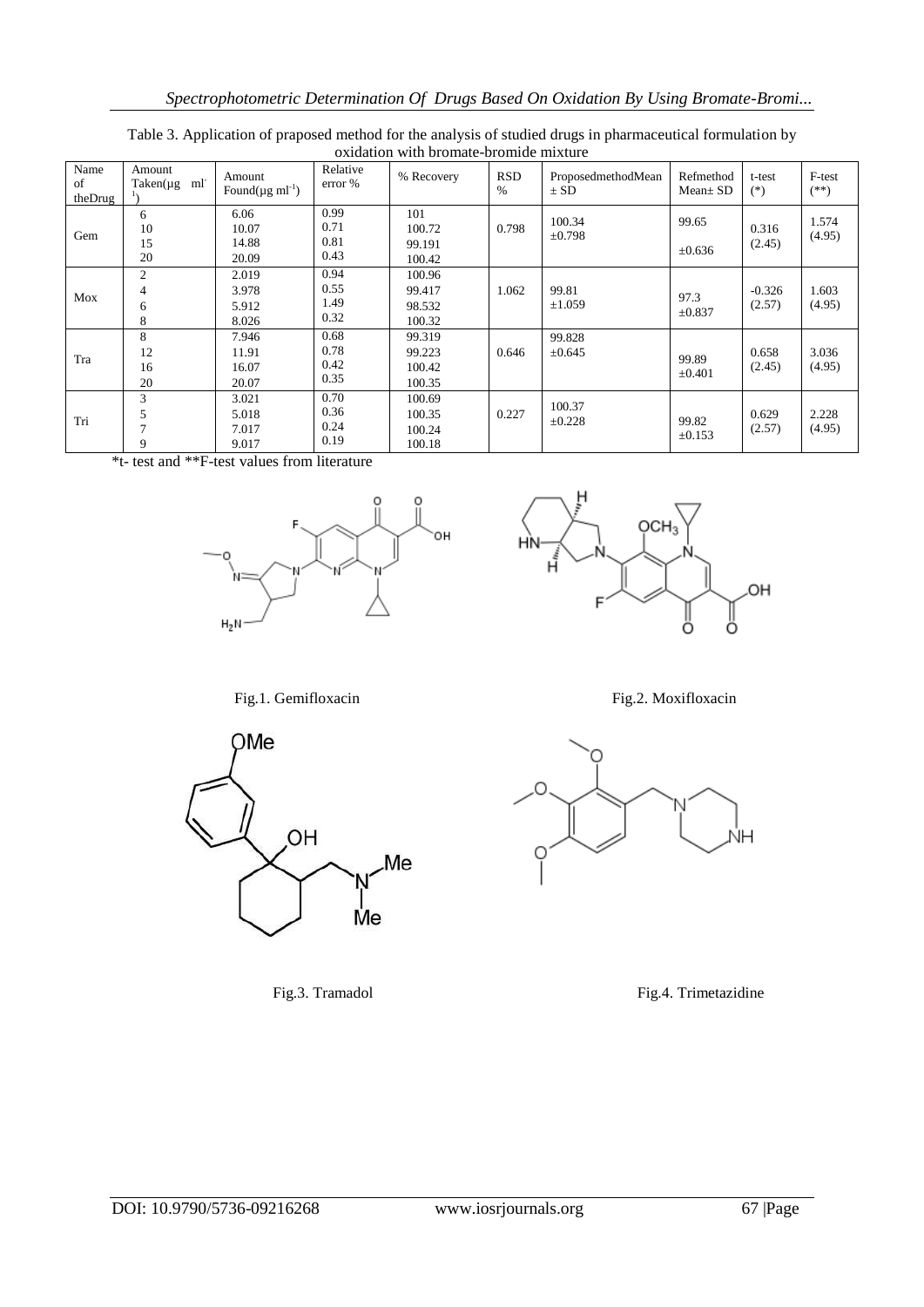Table 3. Application of praposed method for the analysis of studied drugs in pharmaceutical formulation by oxidation with bromate-bromide mixture

| Name of theDrug | Amount Taken(µg ml$^{-1}$) | Amount Found(µg ml$^{-1}$) | Relative error % | % Recovery | RSD % | ProposedmethodMean ± SD | Refmethod Mean± SD | t-test (*) | F-test (**) |
|---|---|---|---|---|---|---|---|---|---|
| Gem | 6<br>10<br>15<br>20 | 6.06<br>10.07<br>14.88<br>20.09 | 0.99<br>0.71<br>0.81<br>0.43 | 101<br>100.72<br>99.191<br>100.42 | 0.798 | 100.34<br>±0.798 | 99.65<br>±0.636 | 0.316<br>(2.45) | 1.574<br>(4.95) |
| Mox | 2<br>4<br>6<br>8 | 2.019<br>3.978<br>5.912<br>8.026 | 0.94<br>0.55<br>1.49<br>0.32 | 100.96<br>99.417<br>98.532<br>100.32 | 1.062 | 99.81<br>±1.059 | 97.3<br>±0.837 | -0.326<br>(2.57) | 1.603<br>(4.95) |
| Tra | 8<br>12<br>16<br>20 | 7.946<br>11.91<br>16.07<br>20.07 | 0.68<br>0.78<br>0.42<br>0.35 | 99.319<br>99.223<br>100.42<br>100.35 | 0.646 | 99.828<br>±0.645 | 99.89<br>±0.401 | 0.658<br>(2.45) | 3.036<br>(4.95) |
| Tri | 3<br>5<br>7<br>9 | 3.021<br>5.018<br>7.017<br>9.017 | 0.70<br>0.36<br>0.24<br>0.19 | 100.69<br>100.35<br>100.24<br>100.18 | 0.227 | 100.37<br>±0.228 | 99.82<br>±0.153 | 0.629<br>(2.57) | 2.228<br>(4.95) |

*t- test and **F-test values from literature

Fig.1. Gemifloxacin

Fig.2. Moxifloxacin

Fig.3. Tramadol

Fig.4. Trimetazidine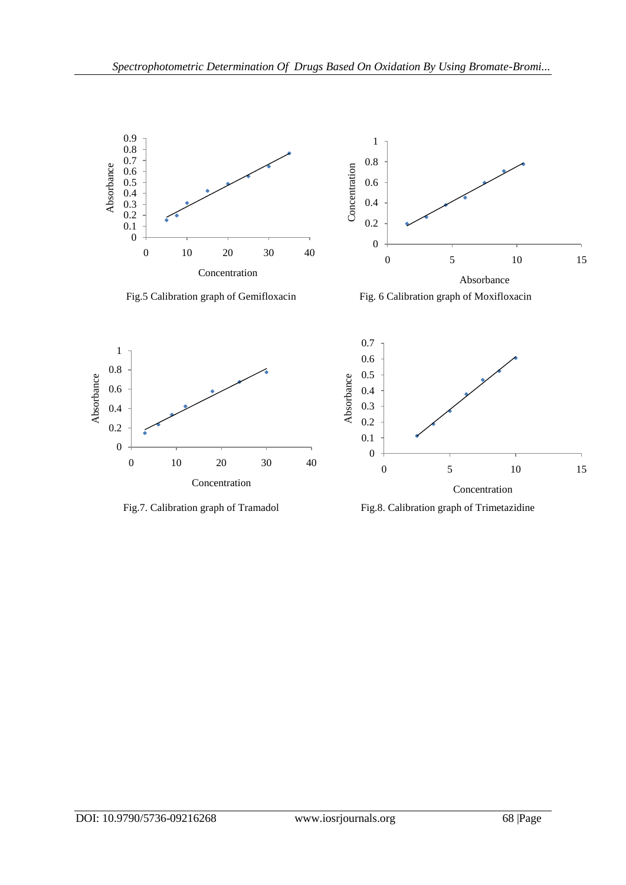0.9
0.8
0.7
0.6
0.5
0.4
0.3
0.2
0.1
0

Absorbance

0 10 20 30 40

Concentration

Fig.5 Calibration graph of Gemifloxacin

1
0.8
0.6
0.4
0.2
0

Concentration

0 5 10 15

Absorbance

Fig. 6 Calibration graph of Moxifloxacin

1
0.8
0.6
0.4
0.2
0

Absorbance

0 10 20 30 40

Concentration

Fig.7. Calibration graph of Tramadol

0.7
0.6
0.5
0.4
0.3
0.2
0.1
0

Absorbance

0 5 10 15

Concentration

Fig.8. Calibration graph of Trimetazidine